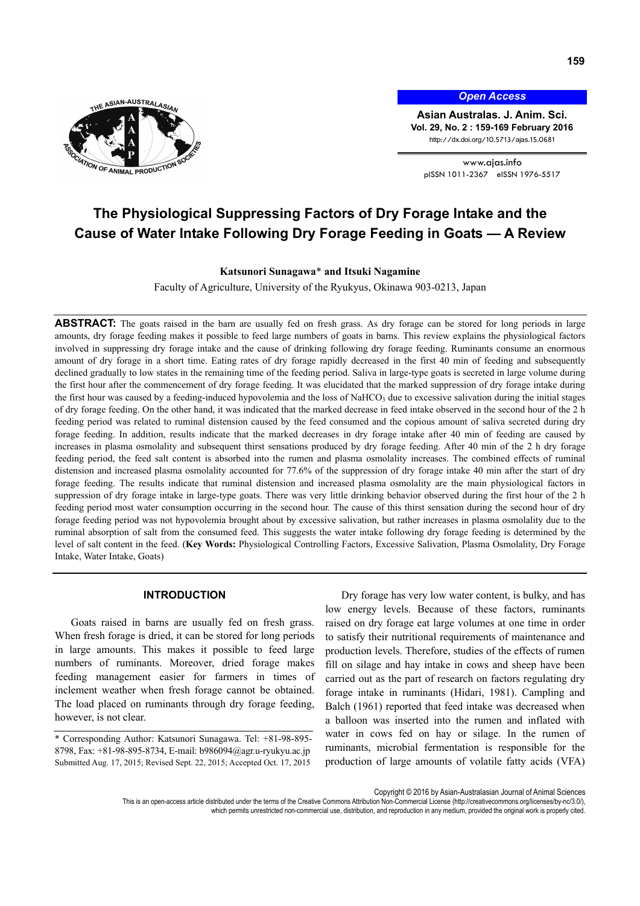# The Physiological Suppressing Factors of Dry Forage Intake and the Cause of Water Intake Following Dry Forage Feeding in Goats — A Review

**Katsunori Sunagawa*** **and Itsuki Nagamine**

Faculty of Agriculture, University of the Ryukyus, Okinawa 903-0213, Japan

**ABSTRACT:** The goats raised in the barn are usually fed on fresh grass. As dry forage can be stored for long periods in large amounts, dry forage feeding makes it possible to feed large numbers of goats in barns. This review explains the physiological factors involved in suppressing dry forage intake and the cause of drinking following dry forage feeding. Ruminants consume an enormous amount of dry forage in a short time. Eating rates of dry forage rapidly decreased in the first 40 min of feeding and subsequently declined gradually to low states in the remaining time of the feeding period. Saliva in large-type goats is secreted in large volume during the first hour after the commencement of dry forage feeding. It was elucidated that the marked suppression of dry forage intake during the first hour was caused by a feeding-induced hypovolemia and the loss of $NaHCO_3$ due to excessive salivation during the initial stages of dry forage feeding. On the other hand, it was indicated that the marked decrease in feed intake observed in the second hour of the 2 h feeding period was related to ruminal distension caused by the feed consumed and the copious amount of saliva secreted during dry forage feeding. In addition, results indicate that the marked decreases in dry forage intake after 40 min of feeding are caused by increases in plasma osmolality and subsequent thirst sensations produced by dry forage feeding. After 40 min of the 2 h dry forage feeding period, the feed salt content is absorbed into the rumen and plasma osmolality increases. The combined effects of ruminal distension and increased plasma osmolality accounted for 77.6% of the suppression of dry forage intake 40 min after the start of dry forage feeding. The results indicate that ruminal distension and increased plasma osmolality are the main physiological factors in suppression of dry forage intake in large-type goats. There was very little drinking behavior observed during the first hour of the 2 h feeding period most water consumption occurring in the second hour. The cause of this thirst sensation during the second hour of dry forage feeding period was not hypovolemia brought about by excessive salivation, but rather increases in plasma osmolality due to the ruminal absorption of salt from the consumed feed. This suggests the water intake following dry forage feeding is determined by the level of salt content in the feed. (**Key Words:** Physiological Controlling Factors, Excessive Salivation, Plasma Osmolality, Dry Forage Intake, Water Intake, Goats)

## INTRODUCTION

Goats raised in barns are usually fed on fresh grass. When fresh forage is dried, it can be stored for long periods in large amounts. This makes it possible to feed large numbers of ruminants. Moreover, dried forage makes feeding management easier for farmers in times of inclement weather when fresh forage cannot be obtained. The load placed on ruminants through dry forage feeding, however, is not clear.

Dry forage has very low water content, is bulky, and has low energy levels. Because of these factors, ruminants raised on dry forage eat large volumes at one time in order to satisfy their nutritional requirements of maintenance and production levels. Therefore, studies of the effects of rumen fill on silage and hay intake in cows and sheep have been carried out as the part of research on factors regulating dry forage intake in ruminants (Hidari, 1981). Campling and Balch (1961) reported that feed intake was decreased when a balloon was inserted into the rumen and inflated with water in cows fed on hay or silage. In the rumen of ruminants, microbial fermentation is responsible for the production of large amounts of volatile fatty acids (VFA)

\* Corresponding Author: Katsunori Sunagawa. Tel: +81-98-895-8798, Fax: +81-98-895-8734, E-mail: b986094@agr.u-ryukyu.ac.jp

Submitted Aug. 17, 2015; Revised Sept. 22, 2015; Accepted Oct. 17, 2015

Copyright © 2016 by Asian-Australasian Journal of Animal Sciences

This is an open-access article distributed under the terms of the Creative Commons Attribution Non-Commercial License (http://creativecommons.org/licenses/by-nc/3.0/), which permits unrestricted non-commercial use, distribution, and reproduction in any medium, provided the original work is properly cited.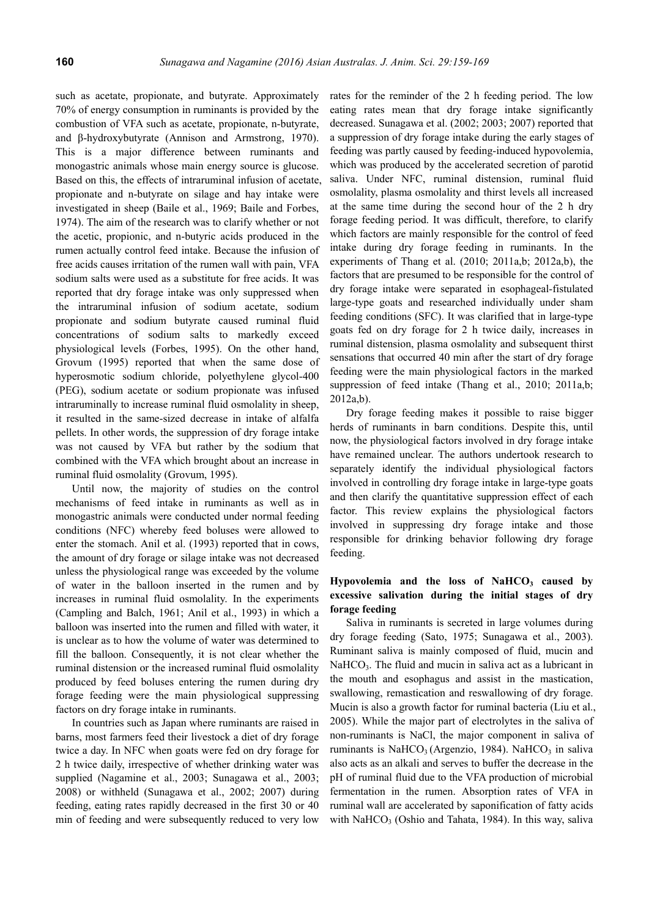such as acetate, propionate, and butyrate. Approximately 70% of energy consumption in ruminants is provided by the combustion of VFA such as acetate, propionate, n-butyrate, and β-hydroxybutyrate (Annison and Armstrong, 1970). This is a major difference between ruminants and monogastric animals whose main energy source is glucose. Based on this, the effects of intraruminal infusion of acetate, propionate and n-butyrate on silage and hay intake were investigated in sheep (Baile et al., 1969; Baile and Forbes, 1974). The aim of the research was to clarify whether or not the acetic, propionic, and n-butyric acids produced in the rumen actually control feed intake. Because the infusion of free acids causes irritation of the rumen wall with pain, VFA sodium salts were used as a substitute for free acids. It was reported that dry forage intake was only suppressed when the intraruminal infusion of sodium acetate, sodium propionate and sodium butyrate caused ruminal fluid concentrations of sodium salts to markedly exceed physiological levels (Forbes, 1995). On the other hand, Grovum (1995) reported that when the same dose of hyperosmotic sodium chloride, polyethylene glycol-400 (PEG), sodium acetate or sodium propionate was infused intraruminally to increase ruminal fluid osmolality in sheep, it resulted in the same-sized decrease in intake of alfalfa pellets. In other words, the suppression of dry forage intake was not caused by VFA but rather by the sodium that combined with the VFA which brought about an increase in ruminal fluid osmolality (Grovum, 1995).

Until now, the majority of studies on the control mechanisms of feed intake in ruminants as well as in monogastric animals were conducted under normal feeding conditions (NFC) whereby feed boluses were allowed to enter the stomach. Anil et al. (1993) reported that in cows, the amount of dry forage or silage intake was not decreased unless the physiological range was exceeded by the volume of water in the balloon inserted in the rumen and by increases in ruminal fluid osmolality. In the experiments (Campling and Balch, 1961; Anil et al., 1993) in which a balloon was inserted into the rumen and filled with water, it is unclear as to how the volume of water was determined to fill the balloon. Consequently, it is not clear whether the ruminal distension or the increased ruminal fluid osmolality produced by feed boluses entering the rumen during dry forage feeding were the main physiological suppressing factors on dry forage intake in ruminants.

In countries such as Japan where ruminants are raised in barns, most farmers feed their livestock a diet of dry forage twice a day. In NFC when goats were fed on dry forage for 2 h twice daily, irrespective of whether drinking water was supplied (Nagamine et al., 2003; Sunagawa et al., 2003; 2008) or withheld (Sunagawa et al., 2002; 2007) during feeding, eating rates rapidly decreased in the first 30 or 40 min of feeding and were subsequently reduced to very low rates for the reminder of the 2 h feeding period. The low eating rates mean that dry forage intake significantly decreased. Sunagawa et al. (2002; 2003; 2007) reported that a suppression of dry forage intake during the early stages of feeding was partly caused by feeding-induced hypovolemia, which was produced by the accelerated secretion of parotid saliva. Under NFC, ruminal distension, ruminal fluid osmolality, plasma osmolality and thirst levels all increased at the same time during the second hour of the 2 h dry forage feeding period. It was difficult, therefore, to clarify which factors are mainly responsible for the control of feed intake during dry forage feeding in ruminants. In the experiments of Thang et al. (2010; 2011a,b; 2012a,b), the factors that are presumed to be responsible for the control of dry forage intake were separated in esophageal-fistulated large-type goats and researched individually under sham feeding conditions (SFC). It was clarified that in large-type goats fed on dry forage for 2 h twice daily, increases in ruminal distension, plasma osmolality and subsequent thirst sensations that occurred 40 min after the start of dry forage feeding were the main physiological factors in the marked suppression of feed intake (Thang et al., 2010; 2011a,b; 2012a,b).

Dry forage feeding makes it possible to raise bigger herds of ruminants in barn conditions. Despite this, until now, the physiological factors involved in dry forage intake have remained unclear. The authors undertook research to separately identify the individual physiological factors involved in controlling dry forage intake in large-type goats and then clarify the quantitative suppression effect of each factor. This review explains the physiological factors involved in suppressing dry forage intake and those responsible for drinking behavior following dry forage feeding.

## Hypovolemia and the loss of $NaHCO_3$ caused by excessive salivation during the initial stages of dry forage feeding

Saliva in ruminants is secreted in large volumes during dry forage feeding (Sato, 1975; Sunagawa et al., 2003). Ruminant saliva is mainly composed of fluid, mucin and $NaHCO_3$. The fluid and mucin in saliva act as a lubricant in the mouth and esophagus and assist in the mastication, swallowing, remastication and reswallowing of dry forage. Mucin is also a growth factor for ruminal bacteria (Liu et al., 2005). While the major part of electrolytes in the saliva of non-ruminants is NaCl, the major component in saliva of ruminants is $NaHCO_3$ (Argenzio, 1984). $NaHCO_3$ in saliva also acts as an alkali and serves to buffer the decrease in the pH of ruminal fluid due to the VFA production of microbial fermentation in the rumen. Absorption rates of VFA in ruminal wall are accelerated by saponification of fatty acids with $NaHCO_3$ (Oshio and Tahata, 1984). In this way, saliva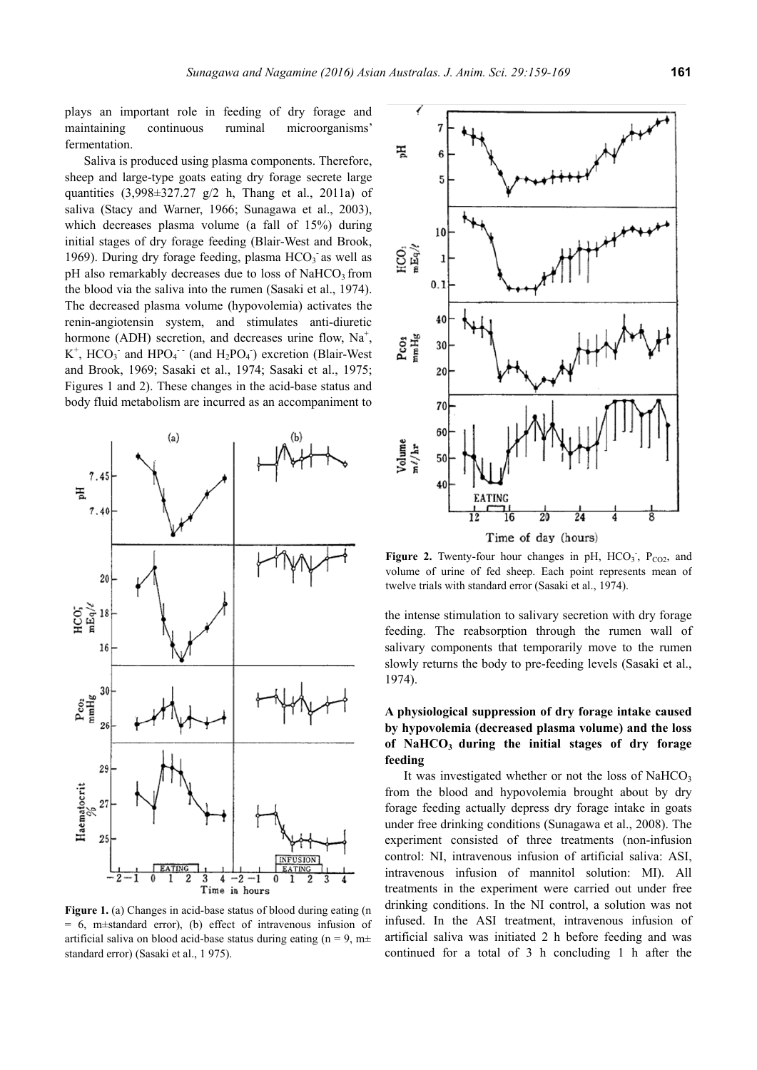plays an important role in feeding of dry forage and maintaining continuous ruminal microorganisms' fermentation.

Saliva is produced using plasma components. Therefore, sheep and large-type goats eating dry forage secrete large quantities (3,998±327.27 g/2 h, Thang et al., 2011a) of saliva (Stacy and Warner, 1966; Sunagawa et al., 2003), which decreases plasma volume (a fall of 15%) during initial stages of dry forage feeding (Blair-West and Brook, 1969). During dry forage feeding, plasma $HCO_3^-$ as well as pH also remarkably decreases due to loss of $NaHCO_3$ from the blood via the saliva into the rumen (Sasaki et al., 1974). The decreased plasma volume (hypovolemia) activates the renin-angiotensin system, and stimulates anti-diuretic hormone (ADH) secretion, and decreases urine flow, $Na^+$, $K^+$, $HCO_3^-$ and $HPO_4^{--}$ (and $H_2PO_4^-$) excretion (Blair-West and Brook, 1969; Sasaki et al., 1974; Sasaki et al., 1975; Figures 1 and 2). These changes in the acid-base status and body fluid metabolism are incurred as an accompaniment to the intense stimulation to salivary secretion with dry forage feeding. The reabsorption through the rumen wall of salivary components that temporarily move to the rumen slowly returns the body to pre-feeding levels (Sasaki et al., 1974).

**Figure 1.** (a) Changes in acid-base status of blood during eating (n = 6, m±standard error), (b) effect of intravenous infusion of artificial saliva on blood acid-base status during eating (n = 9, m± standard error) (Sasaki et al., 1 975).

**Figure 2.** Twenty-four hour changes in pH, $HCO_3^-$, $P_{CO2}$, and volume of urine of fed sheep. Each point represents mean of twelve trials with standard error (Sasaki et al., 1974).

### A physiological suppression of dry forage intake caused by hypovolemia (decreased plasma volume) and the loss of $NaHCO_3$ during the initial stages of dry forage feeding

It was investigated whether or not the loss of $NaHCO_3$ from the blood and hypovolemia brought about by dry forage feeding actually depress dry forage intake in goats under free drinking conditions (Sunagawa et al., 2008). The experiment consisted of three treatments (non-infusion control: NI, intravenous infusion of artificial saliva: ASI, intravenous infusion of mannitol solution: MI). All treatments in the experiment were carried out under free drinking conditions. In the NI control, a solution was not infused. In the ASI treatment, intravenous infusion of artificial saliva was initiated 2 h before feeding and was continued for a total of 3 h concluding 1 h after the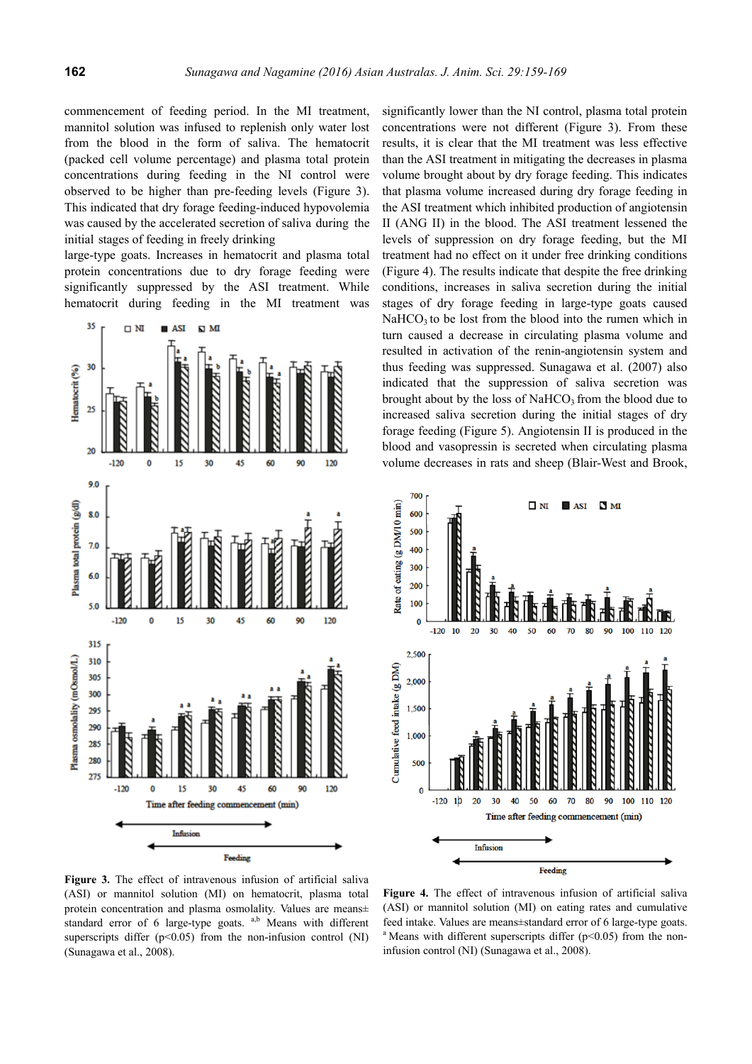commencement of feeding period. In the MI treatment, mannitol solution was infused to replenish only water lost from the blood in the form of saliva. The hematocrit (packed cell volume percentage) and plasma total protein concentrations during feeding in the NI control were observed to be higher than pre-feeding levels (Figure 3). This indicated that dry forage feeding-induced hypovolemia was caused by the accelerated secretion of saliva during the initial stages of feeding in freely drinking large-type goats. Increases in hematocrit and plasma total protein concentrations due to dry forage feeding were significantly suppressed by the ASI treatment. While hematocrit during feeding in the MI treatment was significantly lower than the NI control, plasma total protein concentrations were not different (Figure 3). From these results, it is clear that the MI treatment was less effective than the ASI treatment in mitigating the decreases in plasma volume brought about by dry forage feeding. This indicates that plasma volume increased during dry forage feeding in the ASI treatment which inhibited production of angiotensin II (ANG II) in the blood. The ASI treatment lessened the levels of suppression on dry forage feeding, but the MI treatment had no effect on it under free drinking conditions (Figure 4). The results indicate that despite the free drinking conditions, increases in saliva secretion during the initial stages of dry forage feeding in large-type goats caused $NaHCO_3$ to be lost from the blood into the rumen which in turn caused a decrease in circulating plasma volume and resulted in activation of the renin-angiotensin system and thus feeding was suppressed. Sunagawa et al. (2007) also indicated that the suppression of saliva secretion was brought about by the loss of $NaHCO_3$ from the blood due to increased saliva secretion during the initial stages of dry forage feeding (Figure 5). Angiotensin II is produced in the blood and vasopressin is secreted when circulating plasma volume decreases in rats and sheep (Blair-West and Brook,

**Figure 3.** The effect of intravenous infusion of artificial saliva (ASI) or mannitol solution (MI) on hematocrit, plasma total protein concentration and plasma osmolality. Values are means± standard error of 6 large-type goats. [a,b] Means with different superscripts differ ($p<0.05$) from the non-infusion control (NI) (Sunagawa et al., 2008).

**Figure 4.** The effect of intravenous infusion of artificial saliva (ASI) or mannitol solution (MI) on eating rates and cumulative feed intake. Values are means±standard error of 6 large-type goats. [a] Means with different superscripts differ ($p<0.05$) from the non-infusion control (NI) (Sunagawa et al., 2008).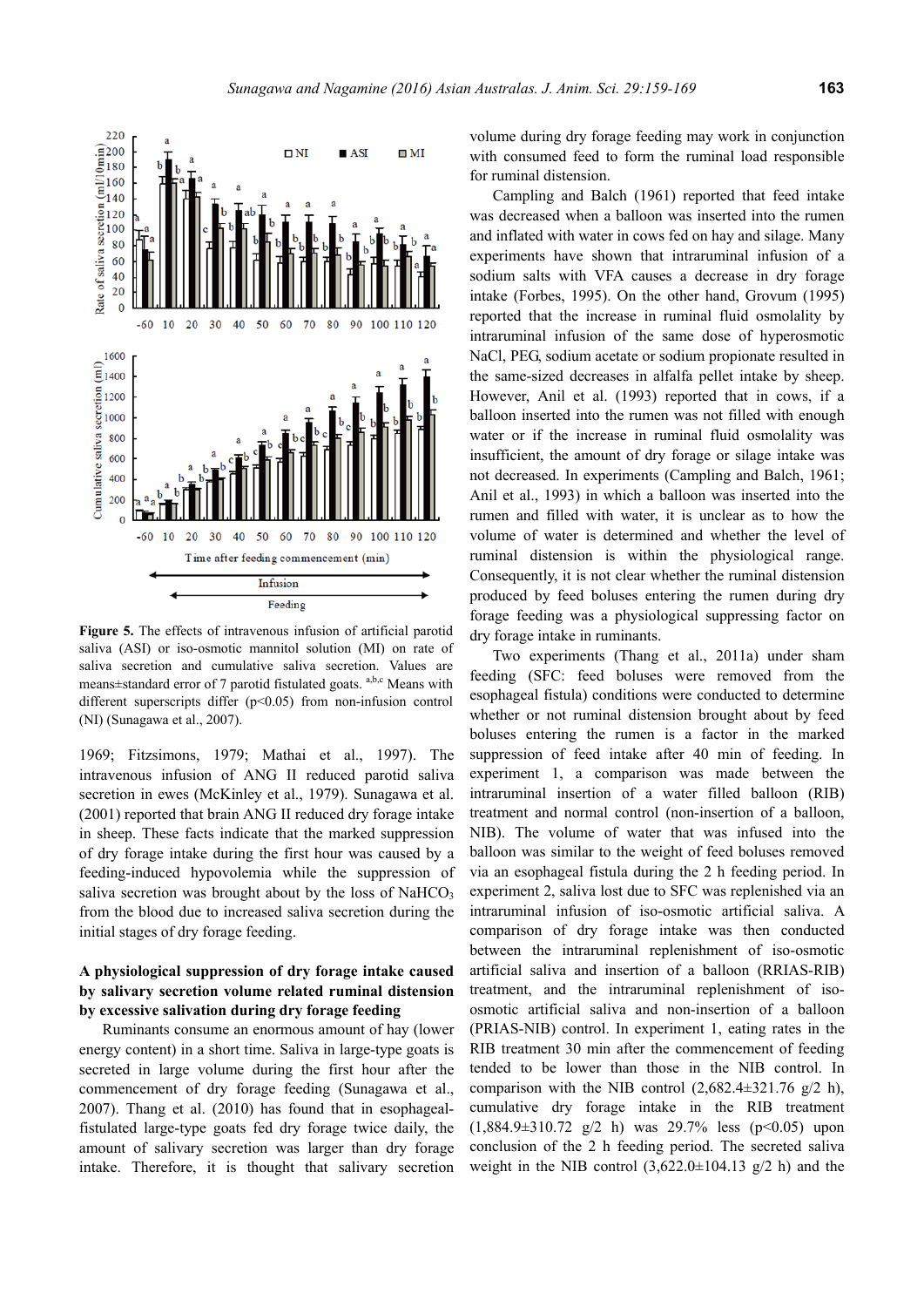**Figure 5.** The effects of intravenous infusion of artificial parotid saliva (ASI) or iso-osmotic mannitol solution (MI) on rate of saliva secretion and cumulative saliva secretion. Values are means±standard error of 7 parotid fistulated goats. [a,b,c] Means with different superscripts differ ($p<0.05$) from non-infusion control (NI) (Sunagawa et al., 2007).

1969; Fitzsimons, 1979; Mathai et al., 1997). The intravenous infusion of ANG II reduced parotid saliva secretion in ewes (McKinley et al., 1979). Sunagawa et al. (2001) reported that brain ANG II reduced dry forage intake in sheep. These facts indicate that the marked suppression of dry forage intake during the first hour was caused by a feeding-induced hypovolemia while the suppression of saliva secretion was brought about by the loss of $NaHCO_3$ from the blood due to increased saliva secretion during the initial stages of dry forage feeding.

### A physiological suppression of dry forage intake caused by salivary secretion volume related ruminal distension by excessive salivation during dry forage feeding

Ruminants consume an enormous amount of hay (lower energy content) in a short time. Saliva in large-type goats is secreted in large volume during the first hour after the commencement of dry forage feeding (Sunagawa et al., 2007). Thang et al. (2010) has found that in esophageal-fistulated large-type goats fed dry forage twice daily, the amount of salivary secretion was larger than dry forage intake. Therefore, it is thought that salivary secretion volume during dry forage feeding may work in conjunction with consumed feed to form the ruminal load responsible for ruminal distension.

Campling and Balch (1961) reported that feed intake was decreased when a balloon was inserted into the rumen and inflated with water in cows fed on hay and silage. Many experiments have shown that intraruminal infusion of a sodium salts with VFA causes a decrease in dry forage intake (Forbes, 1995). On the other hand, Grovum (1995) reported that the increase in ruminal fluid osmolality by intraruminal infusion of the same dose of hyperosmotic NaCl, PEG, sodium acetate or sodium propionate resulted in the same-sized decreases in alfalfa pellet intake by sheep. However, Anil et al. (1993) reported that in cows, if a balloon inserted into the rumen was not filled with enough water or if the increase in ruminal fluid osmolality was insufficient, the amount of dry forage or silage intake was not decreased. In experiments (Campling and Balch, 1961; Anil et al., 1993) in which a balloon was inserted into the rumen and filled with water, it is unclear as to how the volume of water is determined and whether the level of ruminal distension is within the physiological range. Consequently, it is not clear whether the ruminal distension produced by feed boluses entering the rumen during dry forage feeding was a physiological suppressing factor on dry forage intake in ruminants.

Two experiments (Thang et al., 2011a) under sham feeding (SFC: feed boluses were removed from the esophageal fistula) conditions were conducted to determine whether or not ruminal distension brought about by feed boluses entering the rumen is a factor in the marked suppression of feed intake after 40 min of feeding. In experiment 1, a comparison was made between the intraruminal insertion of a water filled balloon (RIB) treatment and normal control (non-insertion of a balloon, NIB). The volume of water that was infused into the balloon was similar to the weight of feed boluses removed via an esophageal fistula during the 2 h feeding period. In experiment 2, saliva lost due to SFC was replenished via an intraruminal infusion of iso-osmotic artificial saliva. A comparison of dry forage intake was then conducted between the intraruminal replenishment of iso-osmotic artificial saliva and insertion of a balloon (RRIAS-RIB) treatment, and the intraruminal replenishment of iso-osmotic artificial saliva and non-insertion of a balloon (PRIAS-NIB) control. In experiment 1, eating rates in the RIB treatment 30 min after the commencement of feeding tended to be lower than those in the NIB control. In comparison with the NIB control (2,682.4±321.76 g/2 h), cumulative dry forage intake in the RIB treatment (1,884.9±310.72 g/2 h) was 29.7% less ($p<0.05$) upon conclusion of the 2 h feeding period. The secreted saliva weight in the NIB control (3,622.0±104.13 g/2 h) and the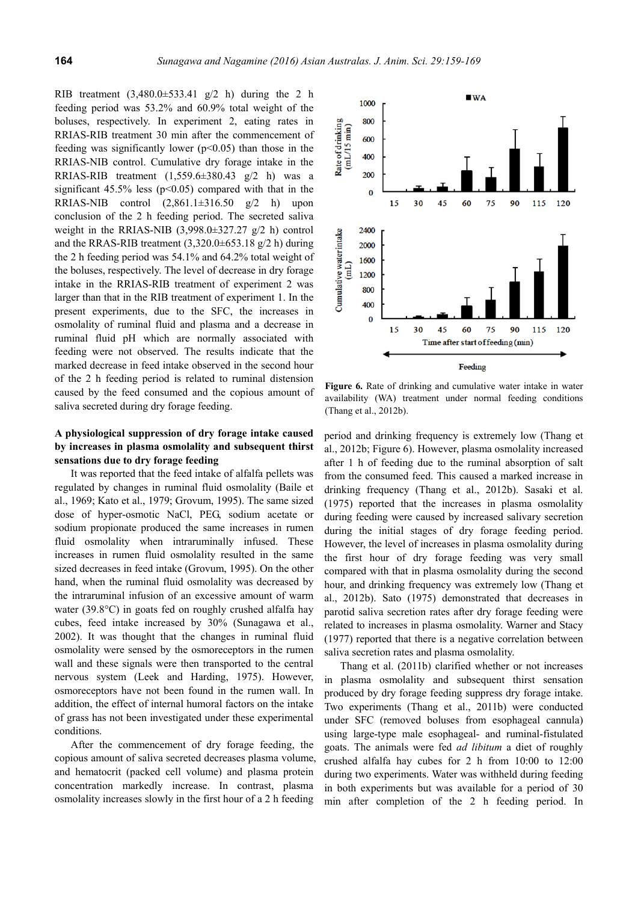RIB treatment (3,480.0±533.41 g/2 h) during the 2 h feeding period was 53.2% and 60.9% total weight of the boluses, respectively. In experiment 2, eating rates in RRIAS-RIB treatment 30 min after the commencement of feeding was significantly lower ($p<0.05$) than those in the RRIAS-NIB control. Cumulative dry forage intake in the RRIAS-RIB treatment (1,559.6±380.43 g/2 h) was a significant 45.5% less ($p<0.05$) compared with that in the RRIAS-NIB control (2,861.1±316.50 g/2 h) upon conclusion of the 2 h feeding period. The secreted saliva weight in the RRIAS-NIB (3,998.0±327.27 g/2 h) control and the RRAS-RIB treatment (3,320.0±653.18 g/2 h) during the 2 h feeding period was 54.1% and 64.2% total weight of the boluses, respectively. The level of decrease in dry forage intake in the RRIAS-RIB treatment of experiment 2 was larger than that in the RIB treatment of experiment 1. In the present experiments, due to the SFC, the increases in osmolality of ruminal fluid and plasma and a decrease in ruminal fluid pH which are normally associated with feeding were not observed. The results indicate that the marked decrease in feed intake observed in the second hour of the 2 h feeding period is related to ruminal distension caused by the feed consumed and the copious amount of saliva secreted during dry forage feeding.

**A physiological suppression of dry forage intake caused by increases in plasma osmolality and subsequent thirst sensations due to dry forage feeding**

It was reported that the feed intake of alfalfa pellets was regulated by changes in ruminal fluid osmolality (Baile et al., 1969; Kato et al., 1979; Grovum, 1995). The same sized dose of hyper-osmotic NaCl, PEG, sodium acetate or sodium propionate produced the same increases in rumen fluid osmolality when intraruminally infused. These increases in rumen fluid osmolality resulted in the same sized decreases in feed intake (Grovum, 1995). On the other hand, when the ruminal fluid osmolality was decreased by the intraruminal infusion of an excessive amount of warm water (39.8°C) in goats fed on roughly crushed alfalfa hay cubes, feed intake increased by 30% (Sunagawa et al., 2002). It was thought that the changes in ruminal fluid osmolality were sensed by the osmoreceptors in the rumen wall and these signals were then transported to the central nervous system (Leek and Harding, 1975). However, osmoreceptors have not been found in the rumen wall. In addition, the effect of internal humoral factors on the intake of grass has not been investigated under these experimental conditions.

After the commencement of dry forage feeding, the copious amount of saliva secreted decreases plasma volume, and hematocrit (packed cell volume) and plasma protein concentration markedly increase. In contrast, plasma osmolality increases slowly in the first hour of a 2 h feeding period and drinking frequency is extremely low (Thang et al., 2012b; Figure 6). However, plasma osmolality increased after 1 h of feeding due to the ruminal absorption of salt from the consumed feed. This caused a marked increase in drinking frequency (Thang et al., 2012b). Sasaki et al. (1975) reported that the increases in plasma osmolality during feeding were caused by increased salivary secretion during the initial stages of dry forage feeding period. However, the level of increases in plasma osmolality during the first hour of dry forage feeding was very small compared with that in plasma osmolality during the second hour, and drinking frequency was extremely low (Thang et al., 2012b). Sato (1975) demonstrated that decreases in parotid saliva secretion rates after dry forage feeding were related to increases in plasma osmolality. Warner and Stacy (1977) reported that there is a negative correlation between saliva secretion rates and plasma osmolality.

**Figure 6.** Rate of drinking and cumulative water intake in water availability (WA) treatment under normal feeding conditions (Thang et al., 2012b).

Thang et al. (2011b) clarified whether or not increases in plasma osmolality and subsequent thirst sensation produced by dry forage feeding suppress dry forage intake. Two experiments (Thang et al., 2011b) were conducted under SFC (removed boluses from esophageal cannula) using large-type male esophageal- and ruminal-fistulated goats. The animals were fed *ad libitum* a diet of roughly crushed alfalfa hay cubes for 2 h from 10:00 to 12:00 during two experiments. Water was withheld during feeding in both experiments but was available for a period of 30 min after completion of the 2 h feeding period. In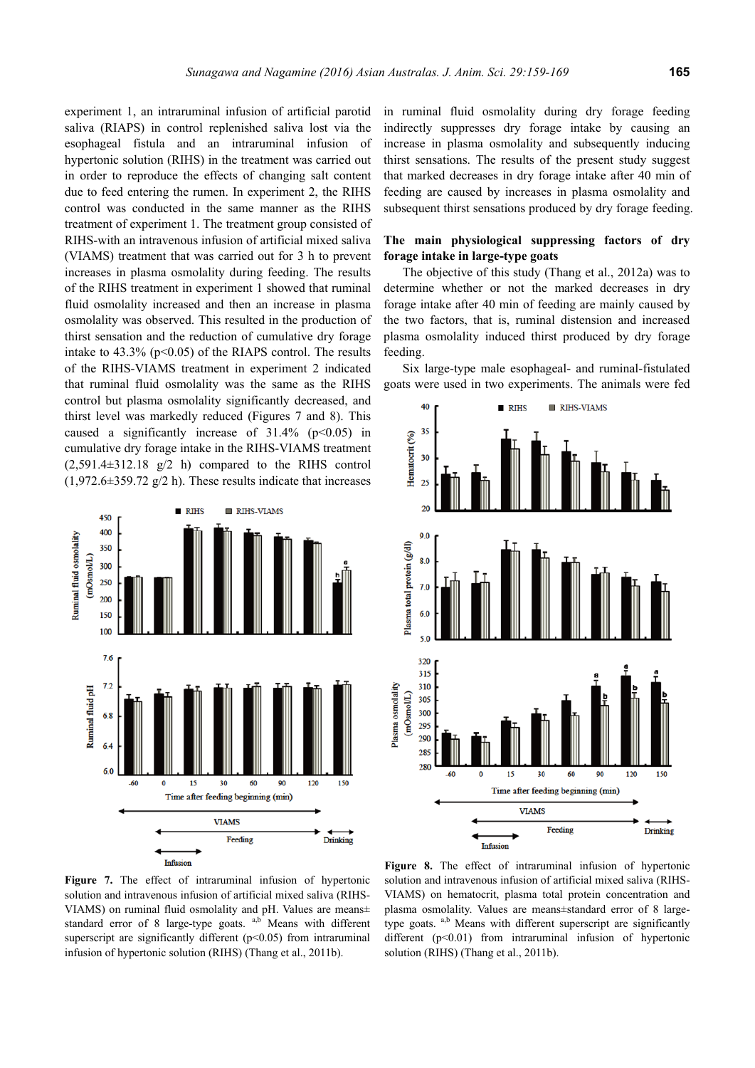experiment 1, an intraruminal infusion of artificial parotid saliva (RIAPS) in control replenished saliva lost via the esophageal fistula and an intraruminal infusion of hypertonic solution (RIHS) in the treatment was carried out in order to reproduce the effects of changing salt content due to feed entering the rumen. In experiment 2, the RIHS control was conducted in the same manner as the RIHS treatment of experiment 1. The treatment group consisted of RIHS-with an intravenous infusion of artificial mixed saliva (VIAMS) treatment that was carried out for 3 h to prevent increases in plasma osmolality during feeding. The results of the RIHS treatment in experiment 1 showed that ruminal fluid osmolality increased and then an increase in plasma osmolality was observed. This resulted in the production of thirst sensation and the reduction of cumulative dry forage intake to 43.3% ($p<0.05$) of the RIAPS control. The results of the RIHS-VIAMS treatment in experiment 2 indicated that ruminal fluid osmolality was the same as the RIHS control but plasma osmolality significantly decreased, and thirst level was markedly reduced (Figures 7 and 8). This caused a significantly increase of 31.4% ($p<0.05$) in cumulative dry forage intake in the RIHS-VIAMS treatment (2,591.4±312.18 g/2 h) compared to the RIHS control (1,972.6±359.72 g/2 h). These results indicate that increases in ruminal fluid osmolality during dry forage feeding indirectly suppresses dry forage intake by causing an increase in plasma osmolality and subsequently inducing thirst sensations. The results of the present study suggest that marked decreases in dry forage intake after 40 min of feeding are caused by increases in plasma osmolality and subsequent thirst sensations produced by dry forage feeding.

**Figure 7.** The effect of intraruminal infusion of hypertonic solution and intravenous infusion of artificial mixed saliva (RIHS-VIAMS) on ruminal fluid osmolality and pH. Values are means± standard error of 8 large-type goats. [a,b] Means with different superscript are significantly different ($p<0.05$) from intraruminal infusion of hypertonic solution (RIHS) (Thang et al., 2011b).

### The main physiological suppressing factors of dry forage intake in large-type goats

The objective of this study (Thang et al., 2012a) was to determine whether or not the marked decreases in dry forage intake after 40 min of feeding are mainly caused by the two factors, that is, ruminal distension and increased plasma osmolality induced thirst produced by dry forage feeding.

Six large-type male esophageal- and ruminal-fistulated goats were used in two experiments. The animals were fed

**Figure 8.** The effect of intraruminal infusion of hypertonic solution and intravenous infusion of artificial mixed saliva (RIHS-VIAMS) on hematocrit, plasma total protein concentration and plasma osmolality. Values are means±standard error of 8 large-type goats. [a,b] Means with different superscript are significantly different ($p<0.01$) from intraruminal infusion of hypertonic solution (RIHS) (Thang et al., 2011b).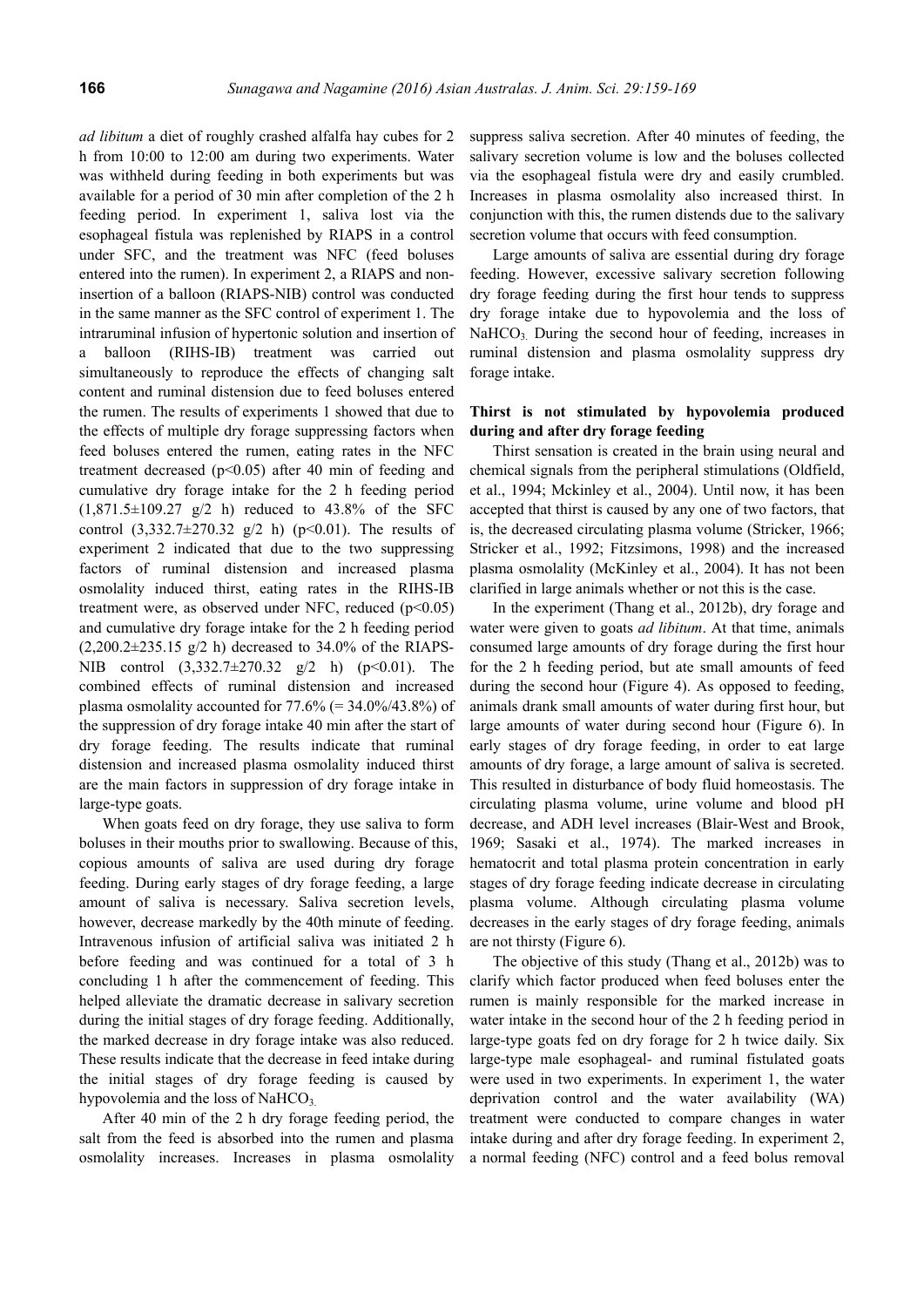*ad libitum* a diet of roughly crashed alfalfa hay cubes for 2 h from 10:00 to 12:00 am during two experiments. Water was withheld during feeding in both experiments but was available for a period of 30 min after completion of the 2 h feeding period. In experiment 1, saliva lost via the esophageal fistula was replenished by RIAPS in a control under SFC, and the treatment was NFC (feed boluses entered into the rumen). In experiment 2, a RIAPS and non-insertion of a balloon (RIAPS-NIB) control was conducted in the same manner as the SFC control of experiment 1. The intraruminal infusion of hypertonic solution and insertion of a balloon (RIHS-IB) treatment was carried out simultaneously to reproduce the effects of changing salt content and ruminal distension due to feed boluses entered the rumen. The results of experiments 1 showed that due to the effects of multiple dry forage suppressing factors when feed boluses entered the rumen, eating rates in the NFC treatment decreased ($p<0.05$) after 40 min of feeding and cumulative dry forage intake for the 2 h feeding period (1,871.5±109.27 g/2 h) reduced to 43.8% of the SFC control (3,332.7±270.32 g/2 h) ($p<0.01$). The results of experiment 2 indicated that due to the two suppressing factors of ruminal distension and increased plasma osmolality induced thirst, eating rates in the RIHS-IB treatment were, as observed under NFC, reduced ($p<0.05$) and cumulative dry forage intake for the 2 h feeding period (2,200.2±235.15 g/2 h) decreased to 34.0% of the RIAPS-NIB control (3,332.7±270.32 g/2 h) ($p<0.01$). The combined effects of ruminal distension and increased plasma osmolality accounted for 77.6% (= 34.0%/43.8%) of the suppression of dry forage intake 40 min after the start of dry forage feeding. The results indicate that ruminal distension and increased plasma osmolality induced thirst are the main factors in suppression of dry forage intake in large-type goats.

When goats feed on dry forage, they use saliva to form boluses in their mouths prior to swallowing. Because of this, copious amounts of saliva are used during dry forage feeding. During early stages of dry forage feeding, a large amount of saliva is necessary. Saliva secretion levels, however, decrease markedly by the 40th minute of feeding. Intravenous infusion of artificial saliva was initiated 2 h before feeding and was continued for a total of 3 h concluding 1 h after the commencement of feeding. This helped alleviate the dramatic decrease in salivary secretion during the initial stages of dry forage feeding. Additionally, the marked decrease in dry forage intake was also reduced. These results indicate that the decrease in feed intake during the initial stages of dry forage feeding is caused by hypovolemia and the loss of $NaHCO_3$.

After 40 min of the 2 h dry forage feeding period, the salt from the feed is absorbed into the rumen and plasma osmolality increases. Increases in plasma osmolality suppress saliva secretion. After 40 minutes of feeding, the salivary secretion volume is low and the boluses collected via the esophageal fistula were dry and easily crumbled. Increases in plasma osmolality also increased thirst. In conjunction with this, the rumen distends due to the salivary secretion volume that occurs with feed consumption.

Large amounts of saliva are essential during dry forage feeding. However, excessive salivary secretion following dry forage feeding during the first hour tends to suppress dry forage intake due to hypovolemia and the loss of $NaHCO_3$. During the second hour of feeding, increases in ruminal distension and plasma osmolality suppress dry forage intake.

**Thirst is not stimulated by hypovolemia produced during and after dry forage feeding**

Thirst sensation is created in the brain using neural and chemical signals from the peripheral stimulations (Oldfield, et al., 1994; Mckinley et al., 2004). Until now, it has been accepted that thirst is caused by any one of two factors, that is, the decreased circulating plasma volume (Stricker, 1966; Stricker et al., 1992; Fitzsimons, 1998) and the increased plasma osmolality (McKinley et al., 2004). It has not been clarified in large animals whether or not this is the case.

In the experiment (Thang et al., 2012b), dry forage and water were given to goats *ad libitum*. At that time, animals consumed large amounts of dry forage during the first hour for the 2 h feeding period, but ate small amounts of feed during the second hour (Figure 4). As opposed to feeding, animals drank small amounts of water during first hour, but large amounts of water during second hour (Figure 6). In early stages of dry forage feeding, in order to eat large amounts of dry forage, a large amount of saliva is secreted. This resulted in disturbance of body fluid homeostasis. The circulating plasma volume, urine volume and blood pH decrease, and ADH level increases (Blair-West and Brook, 1969; Sasaki et al., 1974). The marked increases in hematocrit and total plasma protein concentration in early stages of dry forage feeding indicate decrease in circulating plasma volume. Although circulating plasma volume decreases in the early stages of dry forage feeding, animals are not thirsty (Figure 6).

The objective of this study (Thang et al., 2012b) was to clarify which factor produced when feed boluses enter the rumen is mainly responsible for the marked increase in water intake in the second hour of the 2 h feeding period in large-type goats fed on dry forage for 2 h twice daily. Six large-type male esophageal- and ruminal fistulated goats were used in two experiments. In experiment 1, the water deprivation control and the water availability (WA) treatment were conducted to compare changes in water intake during and after dry forage feeding. In experiment 2, a normal feeding (NFC) control and a feed bolus removal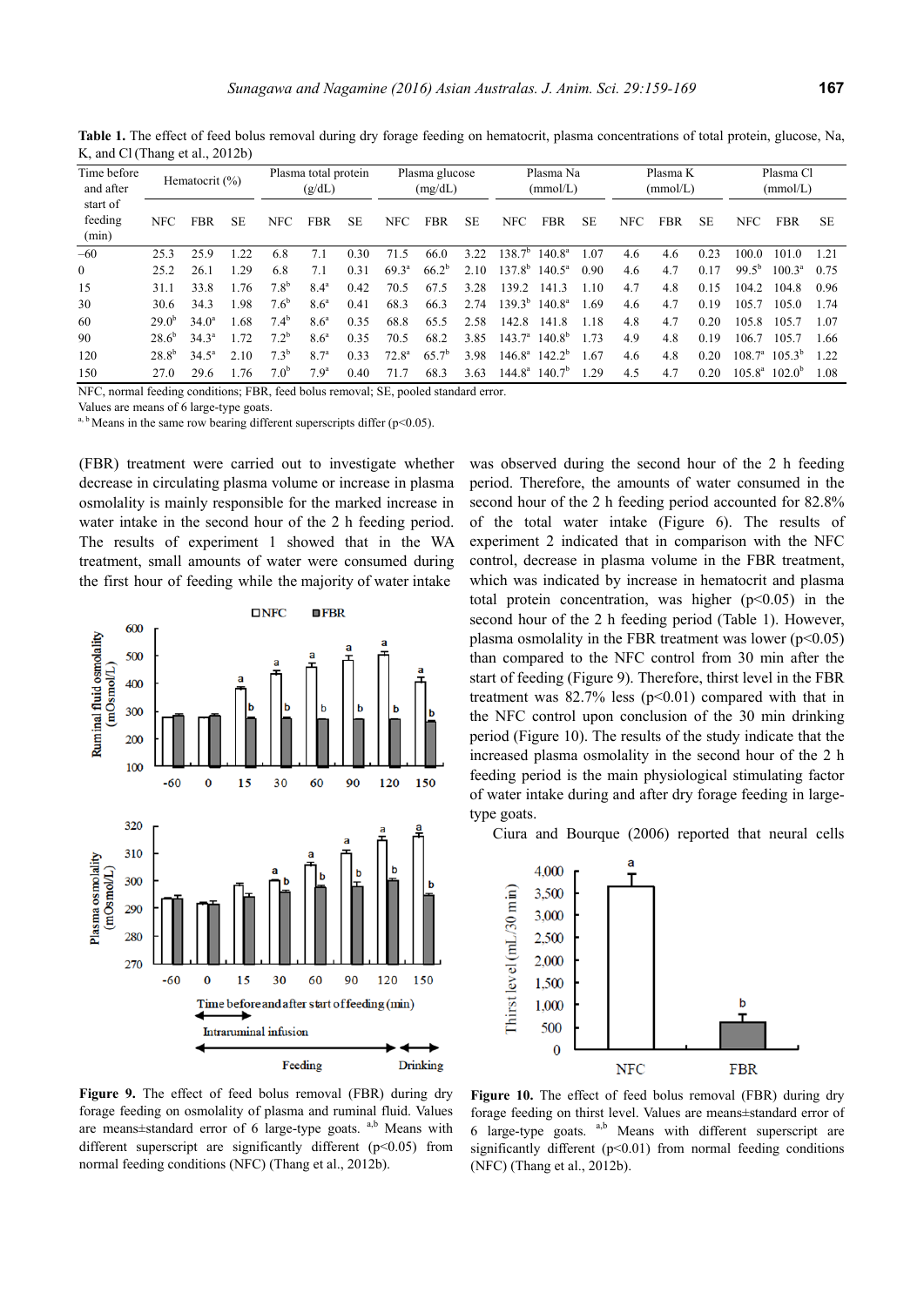**Table 1.** The effect of feed bolus removal during dry forage feeding on hematocrit, plasma concentrations of total protein, glucose, Na, K, and Cl (Thang et al., 2012b)

| Time before and after start of feeding (min) | Hematocrit (%) | | | Plasma total protein (g/dL) | | | Plasma glucose (mg/dL) | | | Plasma Na (mmol/L) | | | Plasma K (mmol/L) | | | Plasma Cl (mmol/L) | | |
|---|---|---|---|---|---|---|---|---|---|---|---|---|---|---|---|---|---|---|
| | NFC | FBR | SE | NFC | FBR | SE | NFC | FBR | SE | NFC | FBR | SE | NFC | FBR | SE | NFC | FBR | SE |
| −60 | 25.3 | 25.9 | 1.22 | 6.8 | 7.1 | 0.30 | 71.5 | 66.0 | 3.22 | 138.7[b] | 140.8[a] | 1.07 | 4.6 | 4.6 | 0.23 | 100.0 | 101.0 | 1.21 |
| 0 | 25.2 | 26.1 | 1.29 | 6.8 | 7.1 | 0.31 | 69.3[a] | 66.2[b] | 2.10 | 137.8[b] | 140.5[a] | 0.90 | 4.6 | 4.7 | 0.17 | 99.5[b] | 100.3[a] | 0.75 |
| 15 | 31.1 | 33.8 | 1.76 | 7.8[b] | 8.4[a] | 0.42 | 70.5 | 67.5 | 3.28 | 139.2 | 141.3 | 1.10 | 4.7 | 4.8 | 0.15 | 104.2 | 104.8 | 0.96 |
| 30 | 30.6 | 34.3 | 1.98 | 7.6[b] | 8.6[a] | 0.41 | 68.3 | 66.3 | 2.74 | 139.3[b] | 140.8[a] | 1.69 | 4.6 | 4.7 | 0.19 | 105.7 | 105.0 | 1.74 |
| 60 | 29.0[b] | 34.0[a] | 1.68 | 7.4[b] | 8.6[a] | 0.35 | 68.8 | 65.5 | 2.58 | 142.8 | 141.8 | 1.18 | 4.8 | 4.7 | 0.20 | 105.8 | 105.7 | 1.07 |
| 90 | 28.6[b] | 34.3[a] | 1.72 | 7.2[b] | 8.6[a] | 0.35 | 70.5 | 68.2 | 3.85 | 143.7[a] | 140.8[b] | 1.73 | 4.9 | 4.8 | 0.19 | 106.7 | 105.7 | 1.66 |
| 120 | 28.8[b] | 34.5[a] | 2.10 | 7.3[b] | 8.7[a] | 0.33 | 72.8[a] | 65.7[b] | 3.98 | 146.8[a] | 142.2[b] | 1.67 | 4.6 | 4.8 | 0.20 | 108.7[a] | 105.3[b] | 1.22 |
| 150 | 27.0 | 29.6 | 1.76 | 7.0[b] | 7.9[a] | 0.40 | 71.7 | 68.3 | 3.63 | 144.8[a] | 140.7[b] | 1.29 | 4.5 | 4.7 | 0.20 | 105.8[a] | 102.0[b] | 1.08 |

NFC, normal feeding conditions; FBR, feed bolus removal; SE, pooled standard error.
Values are means of 6 large-type goats.
[a, b] Means in the same row bearing different superscripts differ ($p<0.05$).

(FBR) treatment were carried out to investigate whether decrease in circulating plasma volume or increase in plasma osmolality is mainly responsible for the marked increase in water intake in the second hour of the 2 h feeding period. The results of experiment 1 showed that in the WA treatment, small amounts of water were consumed during the first hour of feeding while the majority of water intake was observed during the second hour of the 2 h feeding period. Therefore, the amounts of water consumed in the second hour of the 2 h feeding period accounted for 82.8% of the total water intake (Figure 6). The results of experiment 2 indicated that in comparison with the NFC control, decrease in plasma volume in the FBR treatment, which was indicated by increase in hematocrit and plasma total protein concentration, was higher ($p<0.05$) in the second hour of the 2 h feeding period (Table 1). However, plasma osmolality in the FBR treatment was lower ($p<0.05$) than compared to the NFC control from 30 min after the start of feeding (Figure 9). Therefore, thirst level in the FBR treatment was 82.7% less ($p<0.01$) compared with that in the NFC control upon conclusion of the 30 min drinking period (Figure 10). The results of the study indicate that the increased plasma osmolality in the second hour of the 2 h feeding period is the main physiological stimulating factor of water intake during and after dry forage feeding in large-type goats.

Ciura and Bourque (2006) reported that neural cells

**Figure 9.** The effect of feed bolus removal (FBR) during dry forage feeding on osmolality of plasma and ruminal fluid. Values are means±standard error of 6 large-type goats. [a,b] Means with different superscript are significantly different ($p<0.05$) from normal feeding conditions (NFC) (Thang et al., 2012b).

**Figure 10.** The effect of feed bolus removal (FBR) during dry forage feeding on thirst level. Values are means±standard error of 6 large-type goats. [a,b] Means with different superscript are significantly different ($p<0.01$) from normal feeding conditions (NFC) (Thang et al., 2012b).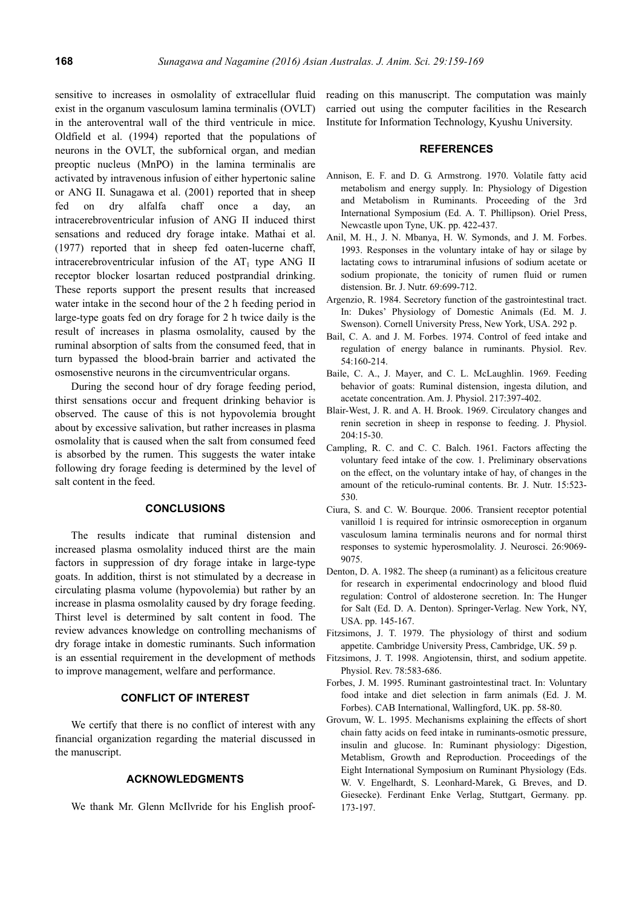sensitive to increases in osmolality of extracellular fluid exist in the organum vasculosum lamina terminalis (OVLT) in the anteroventral wall of the third ventricle in mice. Oldfield et al. (1994) reported that the populations of neurons in the OVLT, the subfornical organ, and median preoptic nucleus (MnPO) in the lamina terminalis are activated by intravenous infusion of either hypertonic saline or ANG II. Sunagawa et al. (2001) reported that in sheep fed on dry alfalfa chaff once a day, an intracerebroventricular infusion of ANG II induced thirst sensations and reduced dry forage intake. Mathai et al. (1977) reported that in sheep fed oaten-lucerne chaff, intracerebroventricular infusion of the $AT_1$ type ANG II receptor blocker losartan reduced postprandial drinking. These reports support the present results that increased water intake in the second hour of the 2 h feeding period in large-type goats fed on dry forage for 2 h twice daily is the result of increases in plasma osmolality, caused by the ruminal absorption of salts from the consumed feed, that in turn bypassed the blood-brain barrier and activated the osmosenstive neurons in the circumventricular organs.

During the second hour of dry forage feeding period, thirst sensations occur and frequent drinking behavior is observed. The cause of this is not hypovolemia brought about by excessive salivation, but rather increases in plasma osmolality that is caused when the salt from consumed feed is absorbed by the rumen. This suggests the water intake following dry forage feeding is determined by the level of salt content in the feed.

## CONCLUSIONS

The results indicate that ruminal distension and increased plasma osmolality induced thirst are the main factors in suppression of dry forage intake in large-type goats. In addition, thirst is not stimulated by a decrease in circulating plasma volume (hypovolemia) but rather by an increase in plasma osmolality caused by dry forage feeding. Thirst level is determined by salt content in food. The review advances knowledge on controlling mechanisms of dry forage intake in domestic ruminants. Such information is an essential requirement in the development of methods to improve management, welfare and performance.

## CONFLICT OF INTEREST

We certify that there is no conflict of interest with any financial organization regarding the material discussed in the manuscript.

## ACKNOWLEDGMENTS

We thank Mr. Glenn McIlvride for his English proof-reading on this manuscript. The computation was mainly carried out using the computer facilities in the Research Institute for Information Technology, Kyushu University.

## REFERENCES

Annison, E. F. and D. G. Armstrong. 1970. Volatile fatty acid metabolism and energy supply. In: Physiology of Digestion and Metabolism in Ruminants. Proceeding of the 3rd International Symposium (Ed. A. T. Phillipson). Oriel Press, Newcastle upon Tyne, UK. pp. 422-437.

Anil, M. H., J. N. Mbanya, H. W. Symonds, and J. M. Forbes. 1993. Responses in the voluntary intake of hay or silage by lactating cows to intraruminal infusions of sodium acetate or sodium propionate, the tonicity of rumen fluid or rumen distension. Br. J. Nutr. 69:699-712.

Argenzio, R. 1984. Secretory function of the gastrointestinal tract. In: Dukes' Physiology of Domestic Animals (Ed. M. J. Swenson). Cornell University Press, New York, USA. 292 p.

Bail, C. A. and J. M. Forbes. 1974. Control of feed intake and regulation of energy balance in ruminants. Physiol. Rev. 54:160-214.

Baile, C. A., J. Mayer, and C. L. McLaughlin. 1969. Feeding behavior of goats: Ruminal distension, ingesta dilution, and acetate concentration. Am. J. Physiol. 217:397-402.

Blair-West, J. R. and A. H. Brook. 1969. Circulatory changes and renin secretion in sheep in response to feeding. J. Physiol. 204:15-30.

Campling, R. C. and C. C. Balch. 1961. Factors affecting the voluntary feed intake of the cow. 1. Preliminary observations on the effect, on the voluntary intake of hay, of changes in the amount of the reticulo-ruminal contents. Br. J. Nutr. 15:523-530.

Ciura, S. and C. W. Bourque. 2006. Transient receptor potential vanilloid 1 is required for intrinsic osmoreception in organum vasculosum lamina terminalis neurons and for normal thirst responses to systemic hyperosmolality. J. Neurosci. 26:9069-9075.

Denton, D. A. 1982. The sheep (a ruminant) as a felicitous creature for research in experimental endocrinology and blood fluid regulation: Control of aldosterone secretion. In: The Hunger for Salt (Ed. D. A. Denton). Springer-Verlag. New York, NY, USA. pp. 145-167.

Fitzsimons, J. T. 1979. The physiology of thirst and sodium appetite. Cambridge University Press, Cambridge, UK. 59 p.

Fitzsimons, J. T. 1998. Angiotensin, thirst, and sodium appetite. Physiol. Rev. 78:583-686.

Forbes, J. M. 1995. Ruminant gastrointestinal tract. In: Voluntary food intake and diet selection in farm animals (Ed. J. M. Forbes). CAB International, Wallingford, UK. pp. 58-80.

Grovum, W. L. 1995. Mechanisms explaining the effects of short chain fatty acids on feed intake in ruminants-osmotic pressure, insulin and glucose. In: Ruminant physiology: Digestion, Metablism, Growth and Reproduction. Proceedings of the Eight International Symposium on Ruminant Physiology (Eds. W. V. Engelhardt, S. Leonhard-Marek, G. Breves, and D. Giesecke). Ferdinant Enke Verlag, Stuttgart, Germany. pp. 173-197.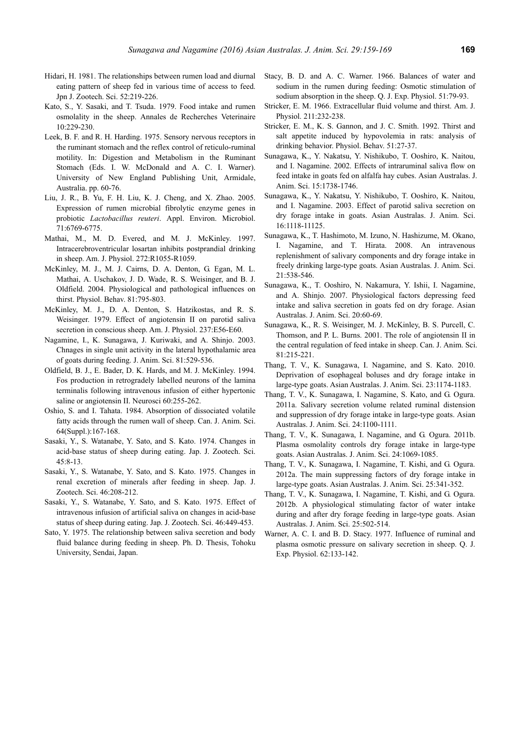Hidari, H. 1981. The relationships between rumen load and diurnal eating pattern of sheep fed in various time of access to feed. Jpn J. Zootech. Sci. 52:219-226.

Kato, S., Y. Sasaki, and T. Tsuda. 1979. Food intake and rumen osmolality in the sheep. Annales de Recherches Veterinaire 10:229-230.

Leek, B. F. and R. H. Harding. 1975. Sensory nervous receptors in the ruminant stomach and the reflex control of reticulo-ruminal motility. In: Digestion and Metabolism in the Ruminant Stomach (Eds. I. W. McDonald and A. C. I. Warner). University of New England Publishing Unit, Armidale, Australia. pp. 60-76.

Liu, J. R., B. Yu, F. H. Liu, K. J. Cheng, and X. Zhao. 2005. Expression of rumen microbial fibrolytic enzyme genes in probiotic *Lactobacillus reuteri*. Appl. Environ. Microbiol. 71:6769-6775.

Mathai, M., M. D. Evered, and M. J. McKinley. 1997. Intracerebroventricular losartan inhibits postprandial drinking in sheep. Am. J. Physiol. 272:R1055-R1059.

McKinley, M. J., M. J. Cairns, D. A. Denton, G. Egan, M. L. Mathai, A. Uschakov, J. D. Wade, R. S. Weisinger, and B. J. Oldfield. 2004. Physiological and pathological influences on thirst. Physiol. Behav. 81:795-803.

McKinley, M. J., D. A. Denton, S. Hatzikostas, and R. S. Weisinger. 1979. Effect of angiotensin II on parotid saliva secretion in conscious sheep. Am. J. Physiol. 237:E56-E60.

Nagamine, I., K. Sunagawa, J. Kuriwaki, and A. Shinjo. 2003. Chnages in single unit activity in the lateral hypothalamic area of goats during feeding. J. Anim. Sci. 81:529-536.

Oldfield, B. J., E. Bader, D. K. Hards, and M. J. McKinley. 1994. Fos production in retrogradely labelled neurons of the lamina terminalis following intravenous infusion of either hypertonic saline or angiotensin II. Neurosci 60:255-262.

Oshio, S. and I. Tahata. 1984. Absorption of dissociated volatile fatty acids through the rumen wall of sheep. Can. J. Anim. Sci. 64(Suppl.):167-168.

Sasaki, Y., S. Watanabe, Y. Sato, and S. Kato. 1974. Changes in acid-base status of sheep during eating. Jap. J. Zootech. Sci. 45:8-13.

Sasaki, Y., S. Watanabe, Y. Sato, and S. Kato. 1975. Changes in renal excretion of minerals after feeding in sheep. Jap. J. Zootech. Sci. 46:208-212.

Sasaki, Y., S. Watanabe, Y. Sato, and S. Kato. 1975. Effect of intravenous infusion of artificial saliva on changes in acid-base status of sheep during eating. Jap. J. Zootech. Sci. 46:449-453.

Sato, Y. 1975. The relationship between saliva secretion and body fluid balance during feeding in sheep. Ph. D. Thesis, Tohoku University, Sendai, Japan.

Stacy, B. D. and A. C. Warner. 1966. Balances of water and sodium in the rumen during feeding: Osmotic stimulation of sodium absorption in the sheep. Q. J. Exp. Physiol. 51:79-93.

Stricker, E. M. 1966. Extracellular fluid volume and thirst. Am. J. Physiol. 211:232-238.

Stricker, E. M., K. S. Gannon, and J. C. Smith. 1992. Thirst and salt appetite induced by hypovolemia in rats: analysis of drinking behavior. Physiol. Behav. 51:27-37.

Sunagawa, K., Y. Nakatsu, Y. Nishikubo, T. Ooshiro, K. Naitou, and I. Nagamine. 2002. Effects of intraruminal saliva flow on feed intake in goats fed on alfalfa hay cubes. Asian Australas. J. Anim. Sci. 15:1738-1746.

Sunagawa, K., Y. Nakatsu, Y. Nishikubo, T. Ooshiro, K. Naitou, and I. Nagamine. 2003. Effect of parotid saliva secretion on dry forage intake in goats. Asian Australas. J. Anim. Sci. 16:1118-11125.

Sunagawa, K., T. Hashimoto, M. Izuno, N. Hashizume, M. Okano, I. Nagamine, and T. Hirata. 2008. An intravenous replenishment of salivary components and dry forage intake in freely drinking large-type goats. Asian Australas. J. Anim. Sci. 21:538-546.

Sunagawa, K., T. Ooshiro, N. Nakamura, Y. Ishii, I. Nagamine, and A. Shinjo. 2007. Physiological factors depressing feed intake and saliva secretion in goats fed on dry forage. Asian Australas. J. Anim. Sci. 20:60-69.

Sunagawa, K., R. S. Weisinger, M. J. McKinley, B. S. Purcell, C. Thomson, and P. L. Burns. 2001. The role of angiotensin II in the central regulation of feed intake in sheep. Can. J. Anim. Sci. 81:215-221.

Thang, T. V., K. Sunagawa, I. Nagamine, and S. Kato. 2010. Deprivation of esophageal boluses and dry forage intake in large-type goats. Asian Australas. J. Anim. Sci. 23:1174-1183.

Thang, T. V., K. Sunagawa, I. Nagamine, S. Kato, and G. Ogura. 2011a. Salivary secretion volume related ruminal distension and suppression of dry forage intake in large-type goats. Asian Australas. J. Anim. Sci. 24:1100-1111.

Thang, T. V., K. Sunagawa, I. Nagamine, and G. Ogura. 2011b. Plasma osmolality controls dry forage intake in large-type goats. Asian Australas. J. Anim. Sci. 24:1069-1085.

Thang, T. V., K. Sunagawa, I. Nagamine, T. Kishi, and G. Ogura. 2012a. The main suppressing factors of dry forage intake in large-type goats. Asian Australas. J. Anim. Sci. 25:341-352.

Thang, T. V., K. Sunagawa, I. Nagamine, T. Kishi, and G. Ogura. 2012b. A physiological stimulating factor of water intake during and after dry forage feeding in large-type goats. Asian Australas. J. Anim. Sci. 25:502-514.

Warner, A. C. I. and B. D. Stacy. 1977. Influence of ruminal and plasma osmotic pressure on salivary secretion in sheep. Q. J. Exp. Physiol. 62:133-142.